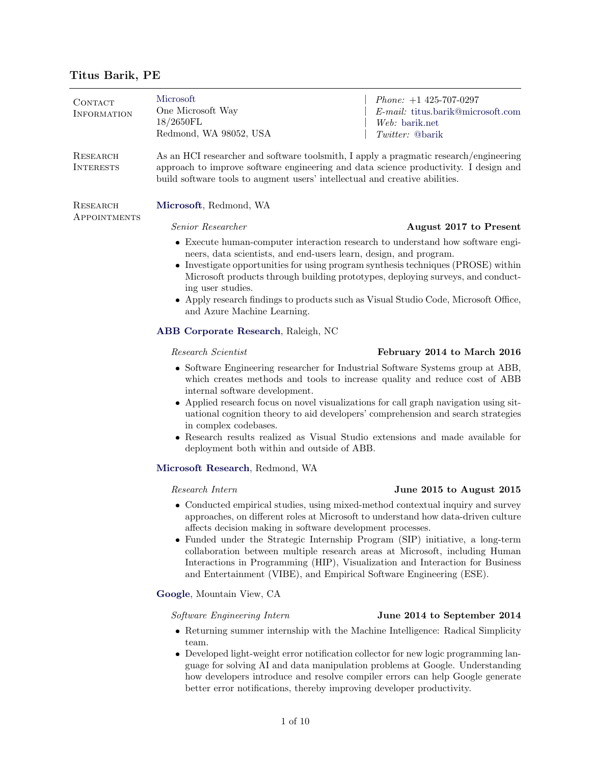# Titus Barik, PE

## Contact Information

Microsoft
One Microsoft Way
18/2650FL
Redmond, WA 98052, USA

*Phone:* +1 425-707-0297
*E-mail:* titus.barik@microsoft.com
*Web:* barik.net
*Twitter:* @barik

## Research Interests

As an HCI researcher and software toolsmith, I apply a pragmatic research/engineering approach to improve software engineering and data science productivity. I design and build software tools to augment users' intellectual and creative abilities.

## Research Appointments

**Microsoft**, Redmond, WA

*Senior Researcher* — **August 2017 to Present**

- Execute human-computer interaction research to understand how software engineers, data scientists, and end-users learn, design, and program.
- Investigate opportunities for using program synthesis techniques (PROSE) within Microsoft products through building prototypes, deploying surveys, and conducting user studies.
- Apply research findings to products such as Visual Studio Code, Microsoft Office, and Azure Machine Learning.

**ABB Corporate Research**, Raleigh, NC

*Research Scientist* — **February 2014 to March 2016**

- Software Engineering researcher for Industrial Software Systems group at ABB, which creates methods and tools to increase quality and reduce cost of ABB internal software development.
- Applied research focus on novel visualizations for call graph navigation using situational cognition theory to aid developers' comprehension and search strategies in complex codebases.
- Research results realized as Visual Studio extensions and made available for deployment both within and outside of ABB.

**Microsoft Research**, Redmond, WA

*Research Intern* — **June 2015 to August 2015**

- Conducted empirical studies, using mixed-method contextual inquiry and survey approaches, on different roles at Microsoft to understand how data-driven culture affects decision making in software development processes.
- Funded under the Strategic Internship Program (SIP) initiative, a long-term collaboration between multiple research areas at Microsoft, including Human Interactions in Programming (HIP), Visualization and Interaction for Business and Entertainment (VIBE), and Empirical Software Engineering (ESE).

**Google**, Mountain View, CA

*Software Engineering Intern* — **June 2014 to September 2014**

- Returning summer internship with the Machine Intelligence: Radical Simplicity team.
- Developed light-weight error notification collector for new logic programming language for solving AI and data manipulation problems at Google. Understanding how developers introduce and resolve compiler errors can help Google generate better error notifications, thereby improving developer productivity.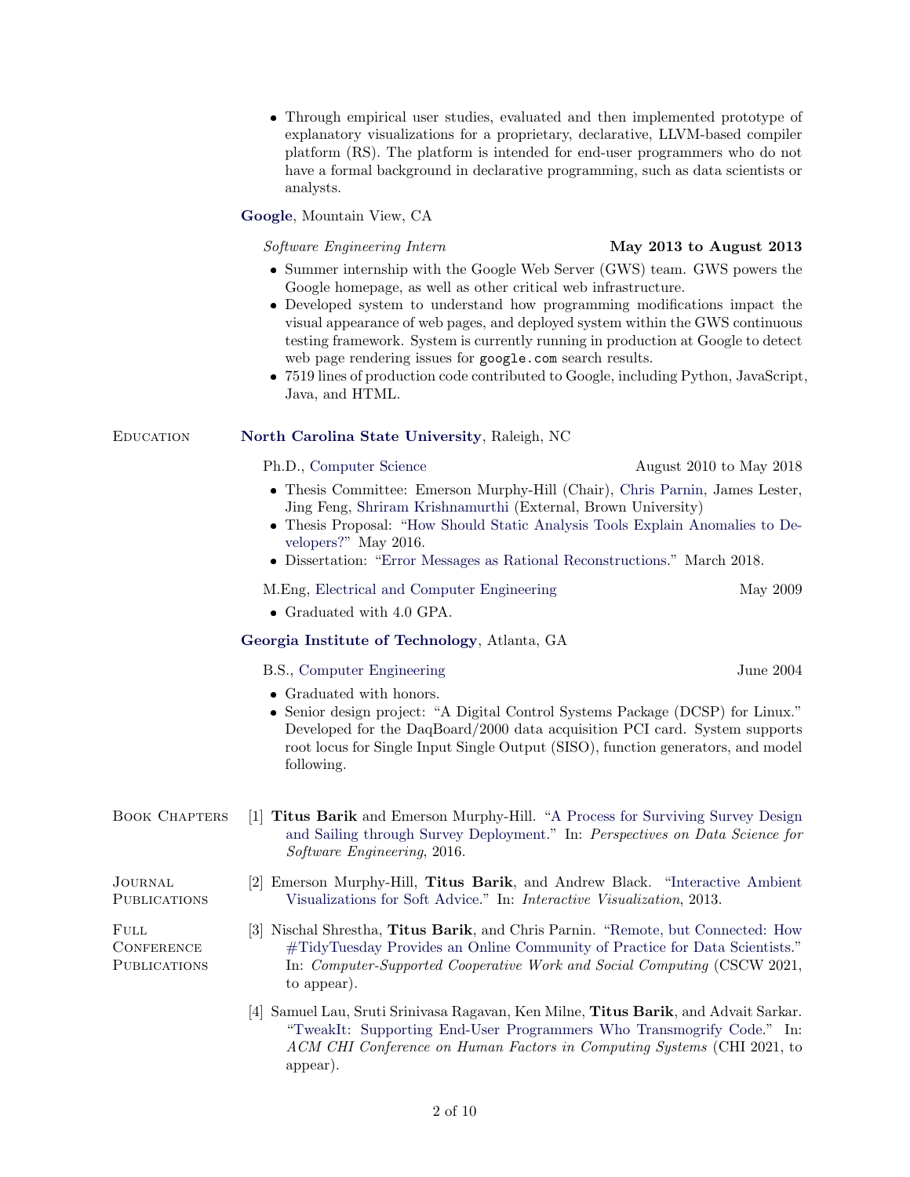- Through empirical user studies, evaluated and then implemented prototype of explanatory visualizations for a proprietary, declarative, LLVM-based compiler platform (RS). The platform is intended for end-user programmers who do not have a formal background in declarative programming, such as data scientists or analysts.

**Google**, Mountain View, CA

*Software Engineering Intern* — **May 2013 to August 2013**

- Summer internship with the Google Web Server (GWS) team. GWS powers the Google homepage, as well as other critical web infrastructure.
- Developed system to understand how programming modifications impact the visual appearance of web pages, and deployed system within the GWS continuous testing framework. System is currently running in production at Google to detect web page rendering issues for `google.com` search results.
- 7519 lines of production code contributed to Google, including Python, JavaScript, Java, and HTML.

## Education

**North Carolina State University**, Raleigh, NC

Ph.D., Computer Science — August 2010 to May 2018

- Thesis Committee: Emerson Murphy-Hill (Chair), Chris Parnin, James Lester, Jing Feng, Shriram Krishnamurthi (External, Brown University)
- Thesis Proposal: "How Should Static Analysis Tools Explain Anomalies to Developers?" May 2016.
- Dissertation: "Error Messages as Rational Reconstructions." March 2018.

M.Eng, Electrical and Computer Engineering — May 2009

- Graduated with 4.0 GPA.

**Georgia Institute of Technology**, Atlanta, GA

B.S., Computer Engineering — June 2004

- Graduated with honors.
- Senior design project: "A Digital Control Systems Package (DCSP) for Linux." Developed for the DaqBoard/2000 data acquisition PCI card. System supports root locus for Single Input Single Output (SISO), function generators, and model following.

## Book Chapters

[1] **Titus Barik** and Emerson Murphy-Hill. "A Process for Surviving Survey Design and Sailing through Survey Deployment." In: *Perspectives on Data Science for Software Engineering*, 2016.

## Journal Publications

[2] Emerson Murphy-Hill, **Titus Barik**, and Andrew Black. "Interactive Ambient Visualizations for Soft Advice." In: *Interactive Visualization*, 2013.

## Full Conference Publications

[3] Nischal Shrestha, **Titus Barik**, and Chris Parnin. "Remote, but Connected: How #TidyTuesday Provides an Online Community of Practice for Data Scientists." In: *Computer-Supported Cooperative Work and Social Computing* (CSCW 2021, to appear).

[4] Samuel Lau, Sruti Srinivasa Ragavan, Ken Milne, **Titus Barik**, and Advait Sarkar. "TweakIt: Supporting End-User Programmers Who Transmogrify Code." In: *ACM CHI Conference on Human Factors in Computing Systems* (CHI 2021, to appear).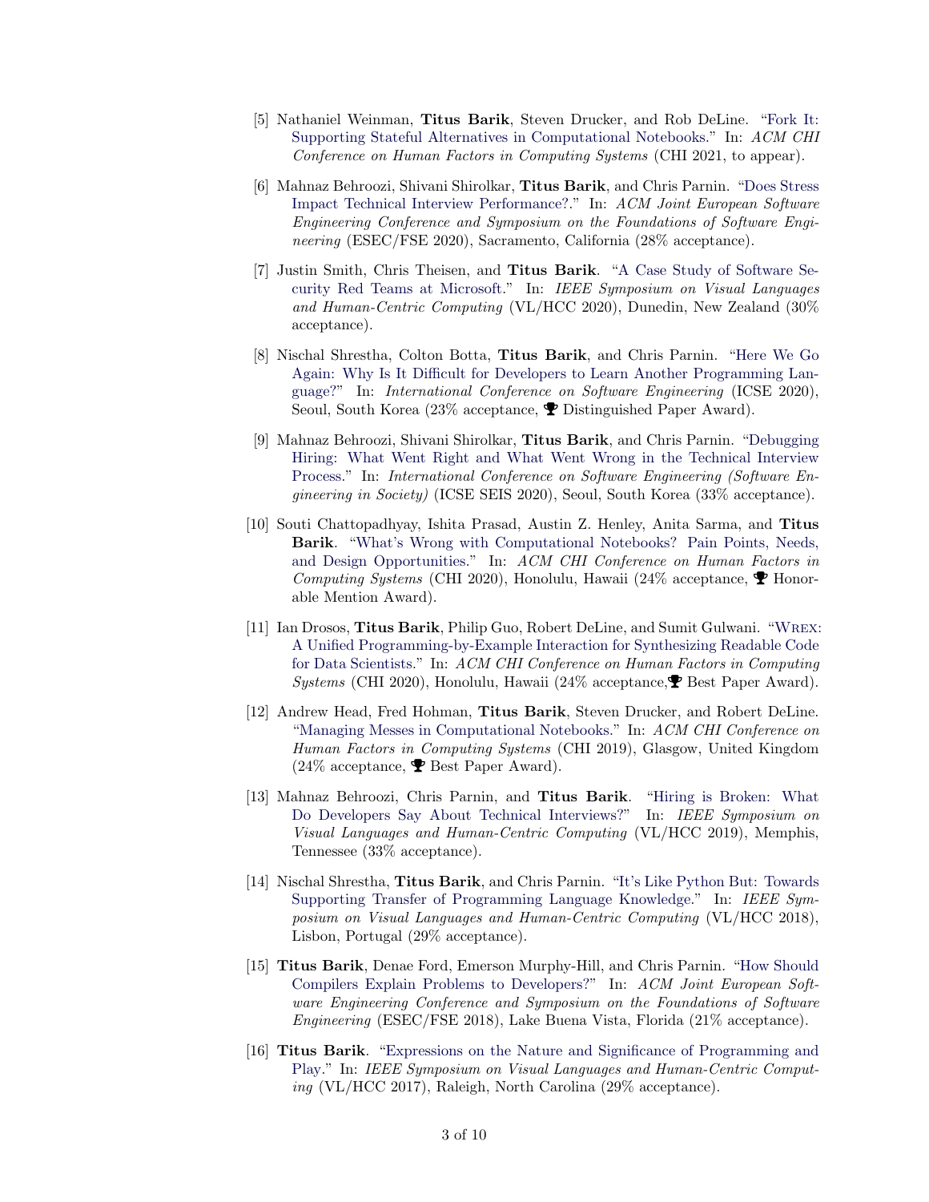[5] Nathaniel Weinman, **Titus Barik**, Steven Drucker, and Rob DeLine. "Fork It: Supporting Stateful Alternatives in Computational Notebooks." In: *ACM CHI Conference on Human Factors in Computing Systems* (CHI 2021, to appear).

[6] Mahnaz Behroozi, Shivani Shirolkar, **Titus Barik**, and Chris Parnin. "Does Stress Impact Technical Interview Performance?." In: *ACM Joint European Software Engineering Conference and Symposium on the Foundations of Software Engineering* (ESEC/FSE 2020), Sacramento, California (28% acceptance).

[7] Justin Smith, Chris Theisen, and **Titus Barik**. "A Case Study of Software Security Red Teams at Microsoft." In: *IEEE Symposium on Visual Languages and Human-Centric Computing* (VL/HCC 2020), Dunedin, New Zealand (30% acceptance).

[8] Nischal Shrestha, Colton Botta, **Titus Barik**, and Chris Parnin. "Here We Go Again: Why Is It Difficult for Developers to Learn Another Programming Language?" In: *International Conference on Software Engineering* (ICSE 2020), Seoul, South Korea (23% acceptance, 🏆 Distinguished Paper Award).

[9] Mahnaz Behroozi, Shivani Shirolkar, **Titus Barik**, and Chris Parnin. "Debugging Hiring: What Went Right and What Went Wrong in the Technical Interview Process." In: *International Conference on Software Engineering (Software Engineering in Society)* (ICSE SEIS 2020), Seoul, South Korea (33% acceptance).

[10] Souti Chattopadhyay, Ishita Prasad, Austin Z. Henley, Anita Sarma, and **Titus Barik**. "What's Wrong with Computational Notebooks? Pain Points, Needs, and Design Opportunities." In: *ACM CHI Conference on Human Factors in Computing Systems* (CHI 2020), Honolulu, Hawaii (24% acceptance, 🏆 Honorable Mention Award).

[11] Ian Drosos, **Titus Barik**, Philip Guo, Robert DeLine, and Sumit Gulwani. "Wrex: A Unified Programming-by-Example Interaction for Synthesizing Readable Code for Data Scientists." In: *ACM CHI Conference on Human Factors in Computing Systems* (CHI 2020), Honolulu, Hawaii (24% acceptance, 🏆 Best Paper Award).

[12] Andrew Head, Fred Hohman, **Titus Barik**, Steven Drucker, and Robert DeLine. "Managing Messes in Computational Notebooks." In: *ACM CHI Conference on Human Factors in Computing Systems* (CHI 2019), Glasgow, United Kingdom (24% acceptance, 🏆 Best Paper Award).

[13] Mahnaz Behroozi, Chris Parnin, and **Titus Barik**. "Hiring is Broken: What Do Developers Say About Technical Interviews?" In: *IEEE Symposium on Visual Languages and Human-Centric Computing* (VL/HCC 2019), Memphis, Tennessee (33% acceptance).

[14] Nischal Shrestha, **Titus Barik**, and Chris Parnin. "It's Like Python But: Towards Supporting Transfer of Programming Language Knowledge." In: *IEEE Symposium on Visual Languages and Human-Centric Computing* (VL/HCC 2018), Lisbon, Portugal (29% acceptance).

[15] **Titus Barik**, Denae Ford, Emerson Murphy-Hill, and Chris Parnin. "How Should Compilers Explain Problems to Developers?" In: *ACM Joint European Software Engineering Conference and Symposium on the Foundations of Software Engineering* (ESEC/FSE 2018), Lake Buena Vista, Florida (21% acceptance).

[16] **Titus Barik**. "Expressions on the Nature and Significance of Programming and Play." In: *IEEE Symposium on Visual Languages and Human-Centric Computing* (VL/HCC 2017), Raleigh, North Carolina (29% acceptance).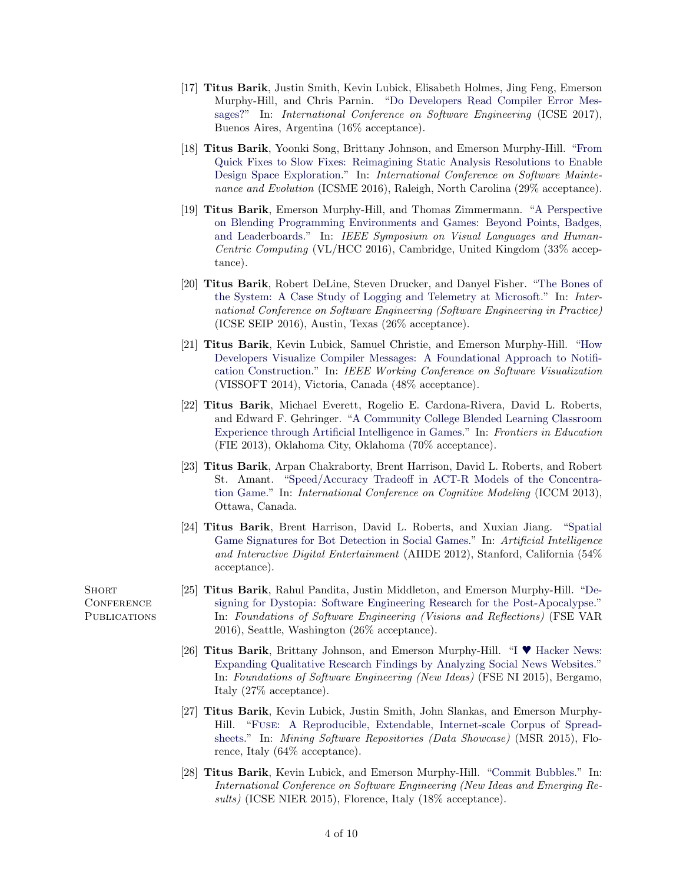[17] **Titus Barik**, Justin Smith, Kevin Lubick, Elisabeth Holmes, Jing Feng, Emerson Murphy-Hill, and Chris Parnin. "Do Developers Read Compiler Error Messages?" In: *International Conference on Software Engineering* (ICSE 2017), Buenos Aires, Argentina (16% acceptance).

[18] **Titus Barik**, Yoonki Song, Brittany Johnson, and Emerson Murphy-Hill. "From Quick Fixes to Slow Fixes: Reimagining Static Analysis Resolutions to Enable Design Space Exploration." In: *International Conference on Software Maintenance and Evolution* (ICSME 2016), Raleigh, North Carolina (29% acceptance).

[19] **Titus Barik**, Emerson Murphy-Hill, and Thomas Zimmermann. "A Perspective on Blending Programming Environments and Games: Beyond Points, Badges, and Leaderboards." In: *IEEE Symposium on Visual Languages and Human-Centric Computing* (VL/HCC 2016), Cambridge, United Kingdom (33% acceptance).

[20] **Titus Barik**, Robert DeLine, Steven Drucker, and Danyel Fisher. "The Bones of the System: A Case Study of Logging and Telemetry at Microsoft." In: *International Conference on Software Engineering (Software Engineering in Practice)* (ICSE SEIP 2016), Austin, Texas (26% acceptance).

[21] **Titus Barik**, Kevin Lubick, Samuel Christie, and Emerson Murphy-Hill. "How Developers Visualize Compiler Messages: A Foundational Approach to Notification Construction." In: *IEEE Working Conference on Software Visualization* (VISSOFT 2014), Victoria, Canada (48% acceptance).

[22] **Titus Barik**, Michael Everett, Rogelio E. Cardona-Rivera, David L. Roberts, and Edward F. Gehringer. "A Community College Blended Learning Classroom Experience through Artificial Intelligence in Games." In: *Frontiers in Education* (FIE 2013), Oklahoma City, Oklahoma (70% acceptance).

[23] **Titus Barik**, Arpan Chakraborty, Brent Harrison, David L. Roberts, and Robert St. Amant. "Speed/Accuracy Tradeoff in ACT-R Models of the Concentration Game." In: *International Conference on Cognitive Modeling* (ICCM 2013), Ottawa, Canada.

[24] **Titus Barik**, Brent Harrison, David L. Roberts, and Xuxian Jiang. "Spatial Game Signatures for Bot Detection in Social Games." In: *Artificial Intelligence and Interactive Digital Entertainment* (AIIDE 2012), Stanford, California (54% acceptance).

## Short Conference Publications

[25] **Titus Barik**, Rahul Pandita, Justin Middleton, and Emerson Murphy-Hill. "Designing for Dystopia: Software Engineering Research for the Post-Apocalypse." In: *Foundations of Software Engineering (Visions and Reflections)* (FSE VAR 2016), Seattle, Washington (26% acceptance).

[26] **Titus Barik**, Brittany Johnson, and Emerson Murphy-Hill. "I ♥ Hacker News: Expanding Qualitative Research Findings by Analyzing Social News Websites." In: *Foundations of Software Engineering (New Ideas)* (FSE NI 2015), Bergamo, Italy (27% acceptance).

[27] **Titus Barik**, Kevin Lubick, Justin Smith, John Slankas, and Emerson Murphy-Hill. "Fuse: A Reproducible, Extendable, Internet-scale Corpus of Spreadsheets." In: *Mining Software Repositories (Data Showcase)* (MSR 2015), Florence, Italy (64% acceptance).

[28] **Titus Barik**, Kevin Lubick, and Emerson Murphy-Hill. "Commit Bubbles." In: *International Conference on Software Engineering (New Ideas and Emerging Results)* (ICSE NIER 2015), Florence, Italy (18% acceptance).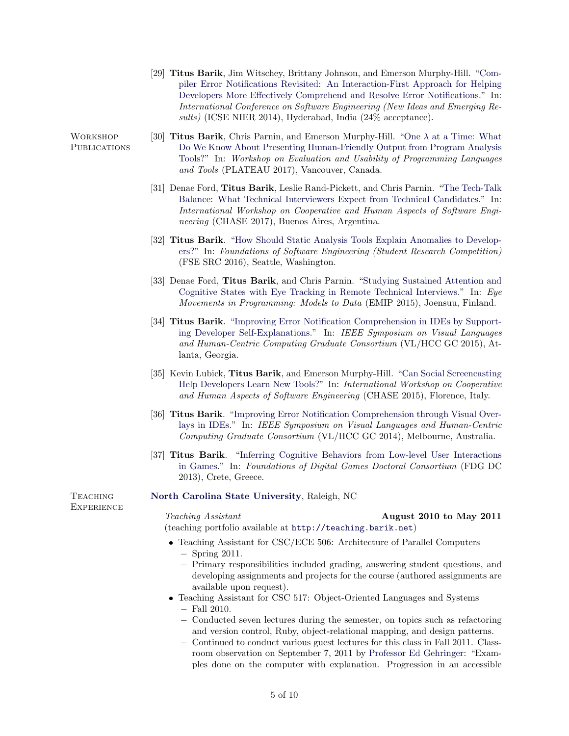[29] **Titus Barik**, Jim Witschey, Brittany Johnson, and Emerson Murphy-Hill. "Compiler Error Notifications Revisited: An Interaction-First Approach for Helping Developers More Effectively Comprehend and Resolve Error Notifications." In: *International Conference on Software Engineering (New Ideas and Emerging Results)* (ICSE NIER 2014), Hyderabad, India (24% acceptance).

## Workshop Publications

[30] **Titus Barik**, Chris Parnin, and Emerson Murphy-Hill. "One $\lambda$ at a Time: What Do We Know About Presenting Human-Friendly Output from Program Analysis Tools?" In: *Workshop on Evaluation and Usability of Programming Languages and Tools* (PLATEAU 2017), Vancouver, Canada.

[31] Denae Ford, **Titus Barik**, Leslie Rand-Pickett, and Chris Parnin. "The Tech-Talk Balance: What Technical Interviewers Expect from Technical Candidates." In: *International Workshop on Cooperative and Human Aspects of Software Engineering* (CHASE 2017), Buenos Aires, Argentina.

[32] **Titus Barik**. "How Should Static Analysis Tools Explain Anomalies to Developers?" In: *Foundations of Software Engineering (Student Research Competition)* (FSE SRC 2016), Seattle, Washington.

[33] Denae Ford, **Titus Barik**, and Chris Parnin. "Studying Sustained Attention and Cognitive States with Eye Tracking in Remote Technical Interviews." In: *Eye Movements in Programming: Models to Data* (EMIP 2015), Joensuu, Finland.

[34] **Titus Barik**. "Improving Error Notification Comprehension in IDEs by Supporting Developer Self-Explanations." In: *IEEE Symposium on Visual Languages and Human-Centric Computing Graduate Consortium* (VL/HCC GC 2015), Atlanta, Georgia.

[35] Kevin Lubick, **Titus Barik**, and Emerson Murphy-Hill. "Can Social Screencasting Help Developers Learn New Tools?" In: *International Workshop on Cooperative and Human Aspects of Software Engineering* (CHASE 2015), Florence, Italy.

[36] **Titus Barik**. "Improving Error Notification Comprehension through Visual Overlays in IDEs." In: *IEEE Symposium on Visual Languages and Human-Centric Computing Graduate Consortium* (VL/HCC GC 2014), Melbourne, Australia.

[37] **Titus Barik**. "Inferring Cognitive Behaviors from Low-level User Interactions in Games." In: *Foundations of Digital Games Doctoral Consortium* (FDG DC 2013), Crete, Greece.

## Teaching Experience

**North Carolina State University**, Raleigh, NC

*Teaching Assistant* — **August 2010 to May 2011**
(teaching portfolio available at `http://teaching.barik.net`)

- Teaching Assistant for CSC/ECE 506: Architecture of Parallel Computers
  - Spring 2011.
  - Primary responsibilities included grading, answering student questions, and developing assignments and projects for the course (authored assignments are available upon request).
- Teaching Assistant for CSC 517: Object-Oriented Languages and Systems
  - Fall 2010.
  - Conducted seven lectures during the semester, on topics such as refactoring and version control, Ruby, object-relational mapping, and design patterns.
  - Continued to conduct various guest lectures for this class in Fall 2011. Classroom observation on September 7, 2011 by Professor Ed Gehringer: "Examples done on the computer with explanation. Progression in an accessible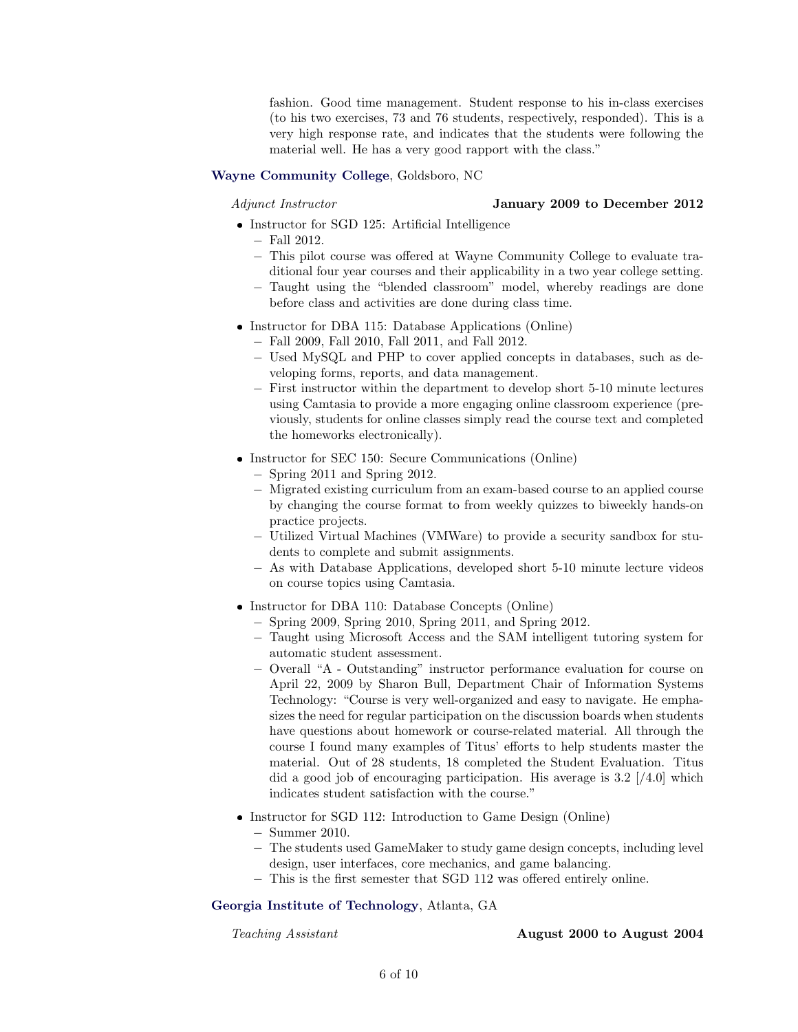fashion. Good time management. Student response to his in-class exercises (to his two exercises, 73 and 76 students, respectively, responded). This is a very high response rate, and indicates that the students were following the material well. He has a very good rapport with the class."

**Wayne Community College**, Goldsboro, NC

*Adjunct Instructor* **January 2009 to December 2012**

- Instructor for SGD 125: Artificial Intelligence
  - Fall 2012.
  - This pilot course was offered at Wayne Community College to evaluate traditional four year courses and their applicability in a two year college setting.
  - Taught using the "blended classroom" model, whereby readings are done before class and activities are done during class time.
- Instructor for DBA 115: Database Applications (Online)
  - Fall 2009, Fall 2010, Fall 2011, and Fall 2012.
  - Used MySQL and PHP to cover applied concepts in databases, such as developing forms, reports, and data management.
  - First instructor within the department to develop short 5-10 minute lectures using Camtasia to provide a more engaging online classroom experience (previously, students for online classes simply read the course text and completed the homeworks electronically).
- Instructor for SEC 150: Secure Communications (Online)
  - Spring 2011 and Spring 2012.
  - Migrated existing curriculum from an exam-based course to an applied course by changing the course format to from weekly quizzes to biweekly hands-on practice projects.
  - Utilized Virtual Machines (VMWare) to provide a security sandbox for students to complete and submit assignments.
  - As with Database Applications, developed short 5-10 minute lecture videos on course topics using Camtasia.
- Instructor for DBA 110: Database Concepts (Online)
  - Spring 2009, Spring 2010, Spring 2011, and Spring 2012.
  - Taught using Microsoft Access and the SAM intelligent tutoring system for automatic student assessment.
  - Overall "A - Outstanding" instructor performance evaluation for course on April 22, 2009 by Sharon Bull, Department Chair of Information Systems Technology: "Course is very well-organized and easy to navigate. He emphasizes the need for regular participation on the discussion boards when students have questions about homework or course-related material. All through the course I found many examples of Titus' efforts to help students master the material. Out of 28 students, 18 completed the Student Evaluation. Titus did a good job of encouraging participation. His average is 3.2 [/4.0] which indicates student satisfaction with the course."
- Instructor for SGD 112: Introduction to Game Design (Online)
  - Summer 2010.
  - The students used GameMaker to study game design concepts, including level design, user interfaces, core mechanics, and game balancing.
  - This is the first semester that SGD 112 was offered entirely online.

**Georgia Institute of Technology**, Atlanta, GA

*Teaching Assistant* **August 2000 to August 2004**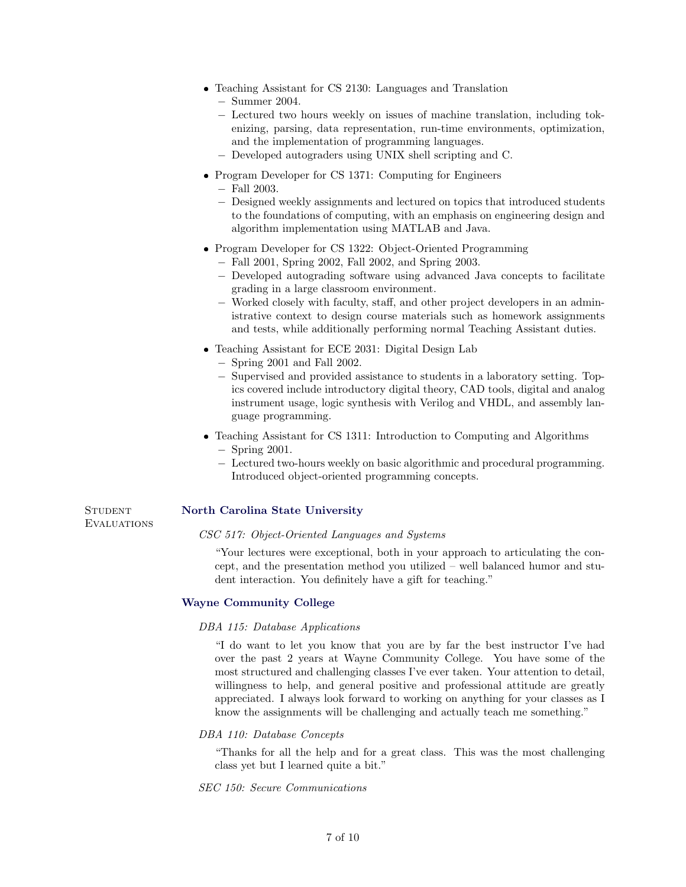- Teaching Assistant for CS 2130: Languages and Translation
  - Summer 2004.
  - Lectured two hours weekly on issues of machine translation, including tokenizing, parsing, data representation, run-time environments, optimization, and the implementation of programming languages.
  - Developed autograders using UNIX shell scripting and C.
- Program Developer for CS 1371: Computing for Engineers
  - Fall 2003.
  - Designed weekly assignments and lectured on topics that introduced students to the foundations of computing, with an emphasis on engineering design and algorithm implementation using MATLAB and Java.
- Program Developer for CS 1322: Object-Oriented Programming
  - Fall 2001, Spring 2002, Fall 2002, and Spring 2003.
  - Developed autograding software using advanced Java concepts to facilitate grading in a large classroom environment.
  - Worked closely with faculty, staff, and other project developers in an administrative context to design course materials such as homework assignments and tests, while additionally performing normal Teaching Assistant duties.
- Teaching Assistant for ECE 2031: Digital Design Lab
  - Spring 2001 and Fall 2002.
  - Supervised and provided assistance to students in a laboratory setting. Topics covered include introductory digital theory, CAD tools, digital and analog instrument usage, logic synthesis with Verilog and VHDL, and assembly language programming.
- Teaching Assistant for CS 1311: Introduction to Computing and Algorithms
  - Spring 2001.
  - Lectured two-hours weekly on basic algorithmic and procedural programming. Introduced object-oriented programming concepts.

## Student Evaluations

### North Carolina State University

*CSC 517: Object-Oriented Languages and Systems*

"Your lectures were exceptional, both in your approach to articulating the concept, and the presentation method you utilized – well balanced humor and student interaction. You definitely have a gift for teaching."

### Wayne Community College

*DBA 115: Database Applications*

"I do want to let you know that you are by far the best instructor I've had over the past 2 years at Wayne Community College. You have some of the most structured and challenging classes I've ever taken. Your attention to detail, willingness to help, and general positive and professional attitude are greatly appreciated. I always look forward to working on anything for your classes as I know the assignments will be challenging and actually teach me something."

*DBA 110: Database Concepts*

"Thanks for all the help and for a great class. This was the most challenging class yet but I learned quite a bit."

*SEC 150: Secure Communications*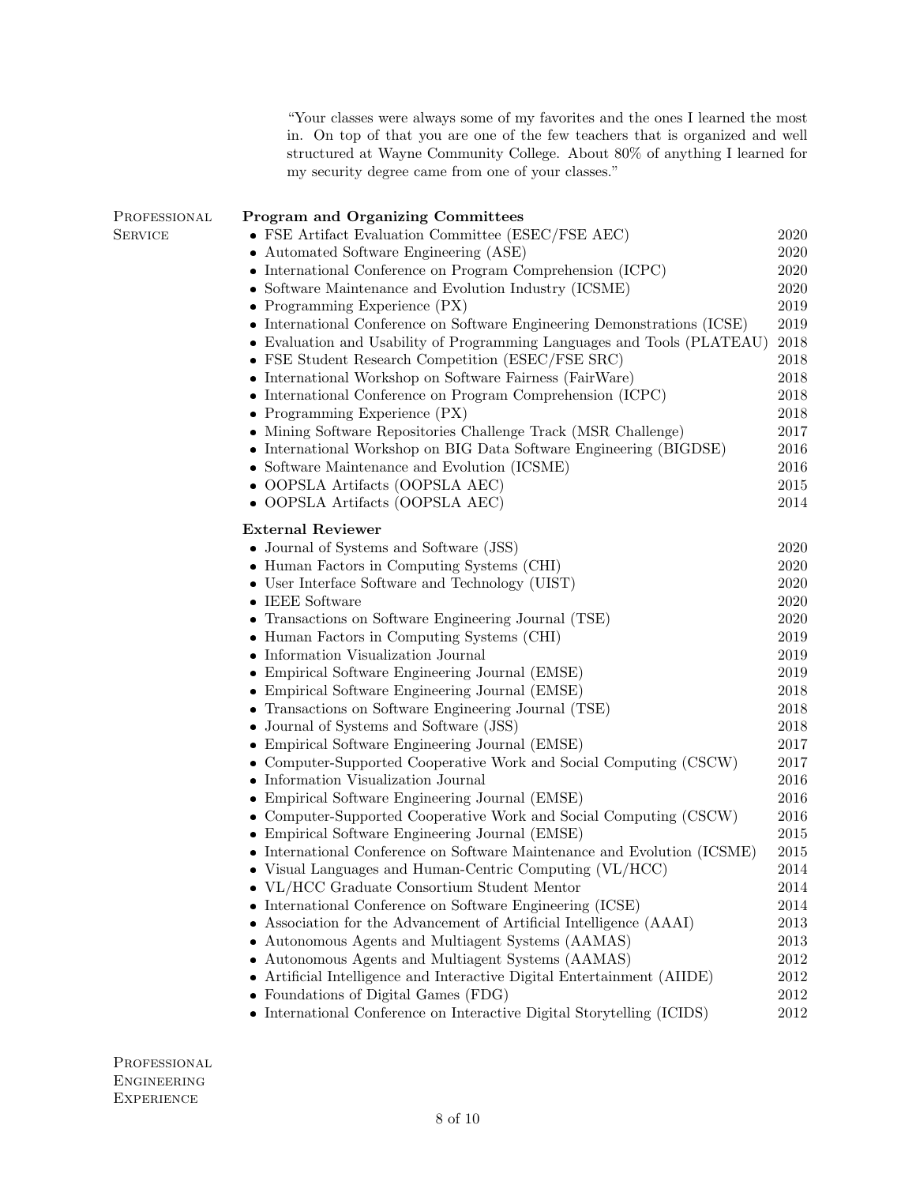"Your classes were always some of my favorites and the ones I learned the most in. On top of that you are one of the few teachers that is organized and well structured at Wayne Community College. About 80% of anything I learned for my security degree came from one of your classes."

## Professional Service

**Program and Organizing Committees**

- FSE Artifact Evaluation Committee (ESEC/FSE AEC) 2020
- Automated Software Engineering (ASE) 2020
- International Conference on Program Comprehension (ICPC) 2020
- Software Maintenance and Evolution Industry (ICSME) 2020
- Programming Experience (PX) 2019
- International Conference on Software Engineering Demonstrations (ICSE) 2019
- Evaluation and Usability of Programming Languages and Tools (PLATEAU) 2018
- FSE Student Research Competition (ESEC/FSE SRC) 2018
- International Workshop on Software Fairness (FairWare) 2018
- International Conference on Program Comprehension (ICPC) 2018
- Programming Experience (PX) 2018
- Mining Software Repositories Challenge Track (MSR Challenge) 2017
- International Workshop on BIG Data Software Engineering (BIGDSE) 2016
- Software Maintenance and Evolution (ICSME) 2016
- OOPSLA Artifacts (OOPSLA AEC) 2015
- OOPSLA Artifacts (OOPSLA AEC) 2014

**External Reviewer**

- Journal of Systems and Software (JSS) 2020
- Human Factors in Computing Systems (CHI) 2020
- User Interface Software and Technology (UIST) 2020
- IEEE Software 2020
- Transactions on Software Engineering Journal (TSE) 2020
- Human Factors in Computing Systems (CHI) 2019
- Information Visualization Journal 2019
- Empirical Software Engineering Journal (EMSE) 2019
- Empirical Software Engineering Journal (EMSE) 2018
- Transactions on Software Engineering Journal (TSE) 2018
- Journal of Systems and Software (JSS) 2018
- Empirical Software Engineering Journal (EMSE) 2017
- Computer-Supported Cooperative Work and Social Computing (CSCW) 2017
- Information Visualization Journal 2016
- Empirical Software Engineering Journal (EMSE) 2016
- Computer-Supported Cooperative Work and Social Computing (CSCW) 2016
- Empirical Software Engineering Journal (EMSE) 2015
- International Conference on Software Maintenance and Evolution (ICSME) 2015
- Visual Languages and Human-Centric Computing (VL/HCC) 2014
- VL/HCC Graduate Consortium Student Mentor 2014
- International Conference on Software Engineering (ICSE) 2014
- Association for the Advancement of Artificial Intelligence (AAAI) 2013
- Autonomous Agents and Multiagent Systems (AAMAS) 2013
- Autonomous Agents and Multiagent Systems (AAMAS) 2012
- Artificial Intelligence and Interactive Digital Entertainment (AIIDE) 2012
- Foundations of Digital Games (FDG) 2012
- International Conference on Interactive Digital Storytelling (ICIDS) 2012

## Professional Engineering Experience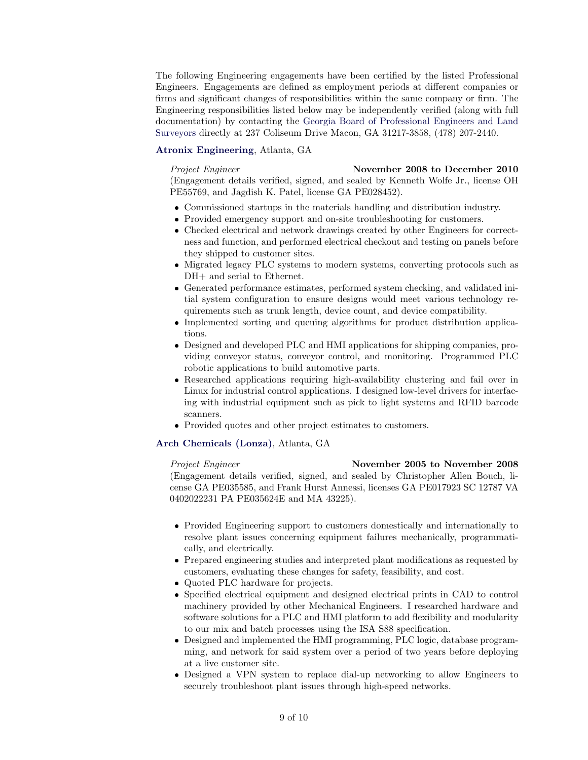The following Engineering engagements have been certified by the listed Professional Engineers. Engagements are defined as employment periods at different companies or firms and significant changes of responsibilities within the same company or firm. The Engineering responsibilities listed below may be independently verified (along with full documentation) by contacting the Georgia Board of Professional Engineers and Land Surveyors directly at 237 Coliseum Drive Macon, GA 31217-3858, (478) 207-2440.

**Atronix Engineering**, Atlanta, GA

*Project Engineer* **November 2008 to December 2010**
(Engagement details verified, signed, and sealed by Kenneth Wolfe Jr., license OH PE55769, and Jagdish K. Patel, license GA PE028452).

- Commissioned startups in the materials handling and distribution industry.
- Provided emergency support and on-site troubleshooting for customers.
- Checked electrical and network drawings created by other Engineers for correctness and function, and performed electrical checkout and testing on panels before they shipped to customer sites.
- Migrated legacy PLC systems to modern systems, converting protocols such as DH+ and serial to Ethernet.
- Generated performance estimates, performed system checking, and validated initial system configuration to ensure designs would meet various technology requirements such as trunk length, device count, and device compatibility.
- Implemented sorting and queuing algorithms for product distribution applications.
- Designed and developed PLC and HMI applications for shipping companies, providing conveyor status, conveyor control, and monitoring. Programmed PLC robotic applications to build automotive parts.
- Researched applications requiring high-availability clustering and fail over in Linux for industrial control applications. I designed low-level drivers for interfacing with industrial equipment such as pick to light systems and RFID barcode scanners.
- Provided quotes and other project estimates to customers.

**Arch Chemicals (Lonza)**, Atlanta, GA

*Project Engineer* **November 2005 to November 2008**
(Engagement details verified, signed, and sealed by Christopher Allen Bouch, license GA PE035585, and Frank Hurst Annessi, licenses GA PE017923 SC 12787 VA 0402022231 PA PE035624E and MA 43225).

- Provided Engineering support to customers domestically and internationally to resolve plant issues concerning equipment failures mechanically, programmatically, and electrically.
- Prepared engineering studies and interpreted plant modifications as requested by customers, evaluating these changes for safety, feasibility, and cost.
- Quoted PLC hardware for projects.
- Specified electrical equipment and designed electrical prints in CAD to control machinery provided by other Mechanical Engineers. I researched hardware and software solutions for a PLC and HMI platform to add flexibility and modularity to our mix and batch processes using the ISA S88 specification.
- Designed and implemented the HMI programming, PLC logic, database programming, and network for said system over a period of two years before deploying at a live customer site.
- Designed a VPN system to replace dial-up networking to allow Engineers to securely troubleshoot plant issues through high-speed networks.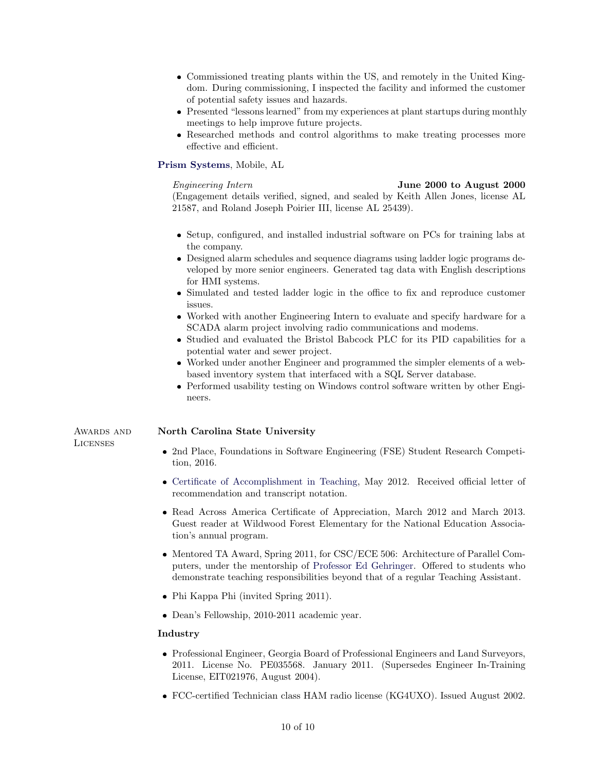- Commissioned treating plants within the US, and remotely in the United Kingdom. During commissioning, I inspected the facility and informed the customer of potential safety issues and hazards.
- Presented "lessons learned" from my experiences at plant startups during monthly meetings to help improve future projects.
- Researched methods and control algorithms to make treating processes more effective and efficient.

**Prism Systems**, Mobile, AL

*Engineering Intern* **June 2000 to August 2000**
(Engagement details verified, signed, and sealed by Keith Allen Jones, license AL 21587, and Roland Joseph Poirier III, license AL 25439).

- Setup, configured, and installed industrial software on PCs for training labs at the company.
- Designed alarm schedules and sequence diagrams using ladder logic programs developed by more senior engineers. Generated tag data with English descriptions for HMI systems.
- Simulated and tested ladder logic in the office to fix and reproduce customer issues.
- Worked with another Engineering Intern to evaluate and specify hardware for a SCADA alarm project involving radio communications and modems.
- Studied and evaluated the Bristol Babcock PLC for its PID capabilities for a potential water and sewer project.
- Worked under another Engineer and programmed the simpler elements of a web-based inventory system that interfaced with a SQL Server database.
- Performed usability testing on Windows control software written by other Engineers.

## Awards and Licenses

**North Carolina State University**

- 2nd Place, Foundations in Software Engineering (FSE) Student Research Competition, 2016.
- Certificate of Accomplishment in Teaching, May 2012. Received official letter of recommendation and transcript notation.
- Read Across America Certificate of Appreciation, March 2012 and March 2013. Guest reader at Wildwood Forest Elementary for the National Education Association's annual program.
- Mentored TA Award, Spring 2011, for CSC/ECE 506: Architecture of Parallel Computers, under the mentorship of Professor Ed Gehringer. Offered to students who demonstrate teaching responsibilities beyond that of a regular Teaching Assistant.
- Phi Kappa Phi (invited Spring 2011).
- Dean's Fellowship, 2010-2011 academic year.

**Industry**

- Professional Engineer, Georgia Board of Professional Engineers and Land Surveyors, 2011. License No. PE035568. January 2011. (Supersedes Engineer In-Training License, EIT021976, August 2004).
- FCC-certified Technician class HAM radio license (KG4UXO). Issued August 2002.